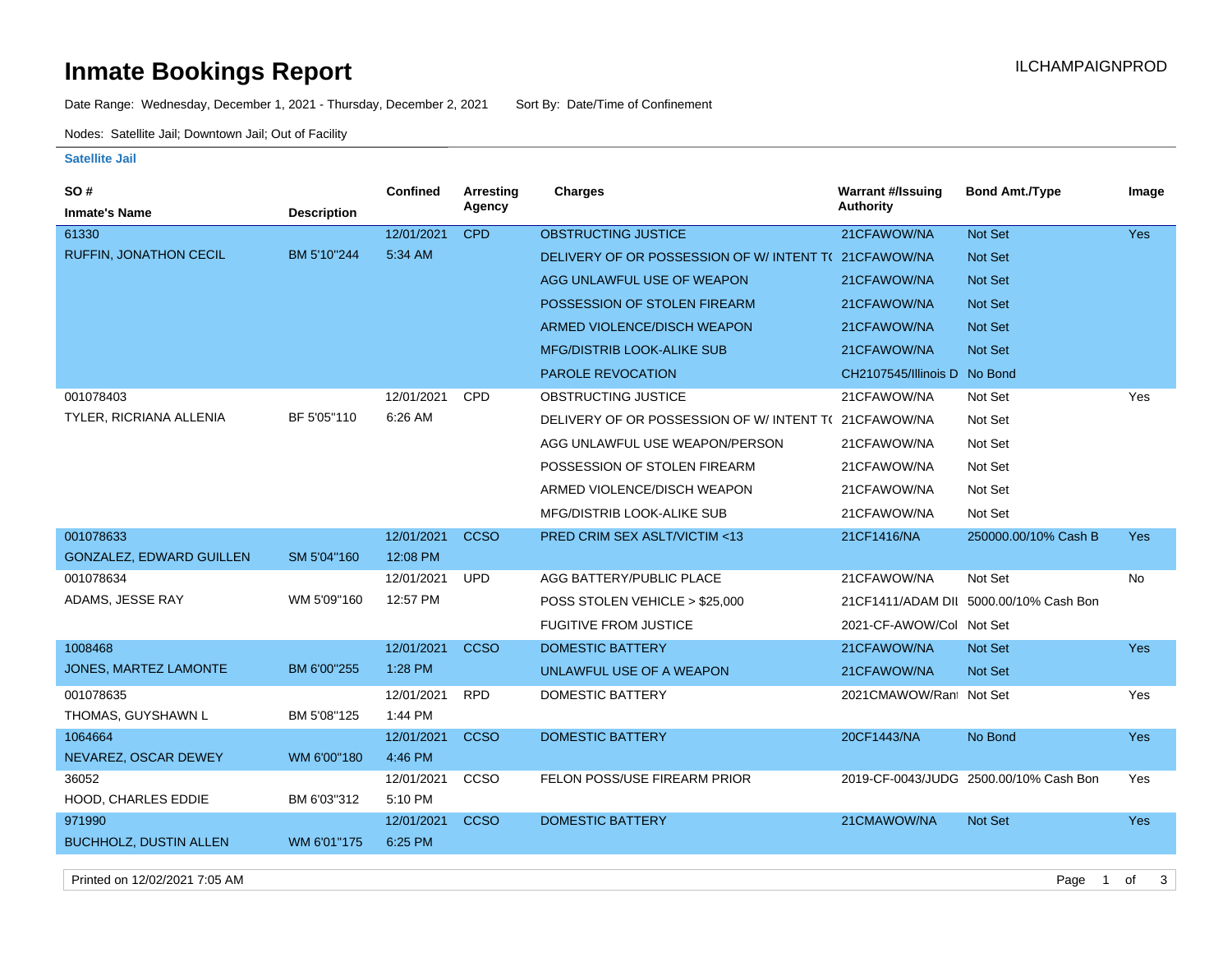# Inmate Bookings Report

ILCHAMPAIGNPROD

Date Range: Wednesday, December 1, 2021 - Thursday, December 2, 2021    Sort By: Date/Time of Confinement

Nodes: Satellite Jail; Downtown Jail; Out of Facility

**Satellite Jail**

| SO # / Inmate's Name | Description | Confined | Arresting Agency | Charges | Warrant #/Issuing Authority | Bond Amt./Type | Image |
|---|---|---|---|---|---|---|---|
| 61330 | | 12/01/2021 | CPD | OBSTRUCTING JUSTICE | 21CFAWOW/NA | Not Set | Yes |
| RUFFIN, JONATHON CECIL | BM 5'10"244 | 5:34 AM | | DELIVERY OF OR POSSESSION OF W/ INTENT T( | 21CFAWOW/NA | Not Set | |
| | | | | AGG UNLAWFUL USE OF WEAPON | 21CFAWOW/NA | Not Set | |
| | | | | POSSESSION OF STOLEN FIREARM | 21CFAWOW/NA | Not Set | |
| | | | | ARMED VIOLENCE/DISCH WEAPON | 21CFAWOW/NA | Not Set | |
| | | | | MFG/DISTRIB LOOK-ALIKE SUB | 21CFAWOW/NA | Not Set | |
| | | | | PAROLE REVOCATION | CH2107545/Illinois D | No Bond | |
| 001078403 | | 12/01/2021 | CPD | OBSTRUCTING JUSTICE | 21CFAWOW/NA | Not Set | Yes |
| TYLER, RICRIANA ALLENIA | BF 5'05"110 | 6:26 AM | | DELIVERY OF OR POSSESSION OF W/ INTENT T( | 21CFAWOW/NA | Not Set | |
| | | | | AGG UNLAWFUL USE WEAPON/PERSON | 21CFAWOW/NA | Not Set | |
| | | | | POSSESSION OF STOLEN FIREARM | 21CFAWOW/NA | Not Set | |
| | | | | ARMED VIOLENCE/DISCH WEAPON | 21CFAWOW/NA | Not Set | |
| | | | | MFG/DISTRIB LOOK-ALIKE SUB | 21CFAWOW/NA | Not Set | |
| 001078633 | | 12/01/2021 | CCSO | PRED CRIM SEX ASLT/VICTIM <13 | 21CF1416/NA | 250000.00/10% Cash B | Yes |
| GONZALEZ, EDWARD GUILLEN | SM 5'04"160 | 12:08 PM | | | | | |
| 001078634 | | 12/01/2021 | UPD | AGG BATTERY/PUBLIC PLACE | 21CFAWOW/NA | Not Set | No |
| ADAMS, JESSE RAY | WM 5'09"160 | 12:57 PM | | POSS STOLEN VEHICLE > $25,000 | 21CF1411/ADAM DII | 5000.00/10% Cash Bon | |
| | | | | FUGITIVE FROM JUSTICE | 2021-CF-AWOW/Col | Not Set | |
| 1008468 | | 12/01/2021 | CCSO | DOMESTIC BATTERY | 21CFAWOW/NA | Not Set | Yes |
| JONES, MARTEZ LAMONTE | BM 6'00"255 | 1:28 PM | | UNLAWFUL USE OF A WEAPON | 21CFAWOW/NA | Not Set | |
| 001078635 | | 12/01/2021 | RPD | DOMESTIC BATTERY | 2021CMAWOW/Ran | Not Set | Yes |
| THOMAS, GUYSHAWN L | BM 5'08"125 | 1:44 PM | | | | | |
| 1064664 | | 12/01/2021 | CCSO | DOMESTIC BATTERY | 20CF1443/NA | No Bond | Yes |
| NEVAREZ, OSCAR DEWEY | WM 6'00"180 | 4:46 PM | | | | | |
| 36052 | | 12/01/2021 | CCSO | FELON POSS/USE FIREARM PRIOR | 2019-CF-0043/JUDG | 2500.00/10% Cash Bon | Yes |
| HOOD, CHARLES EDDIE | BM 6'03"312 | 5:10 PM | | | | | |
| 971990 | | 12/01/2021 | CCSO | DOMESTIC BATTERY | 21CMAWOW/NA | Not Set | Yes |
| BUCHHOLZ, DUSTIN ALLEN | WM 6'01"175 | 6:25 PM | | | | | |

Printed on 12/02/2021 7:05 AM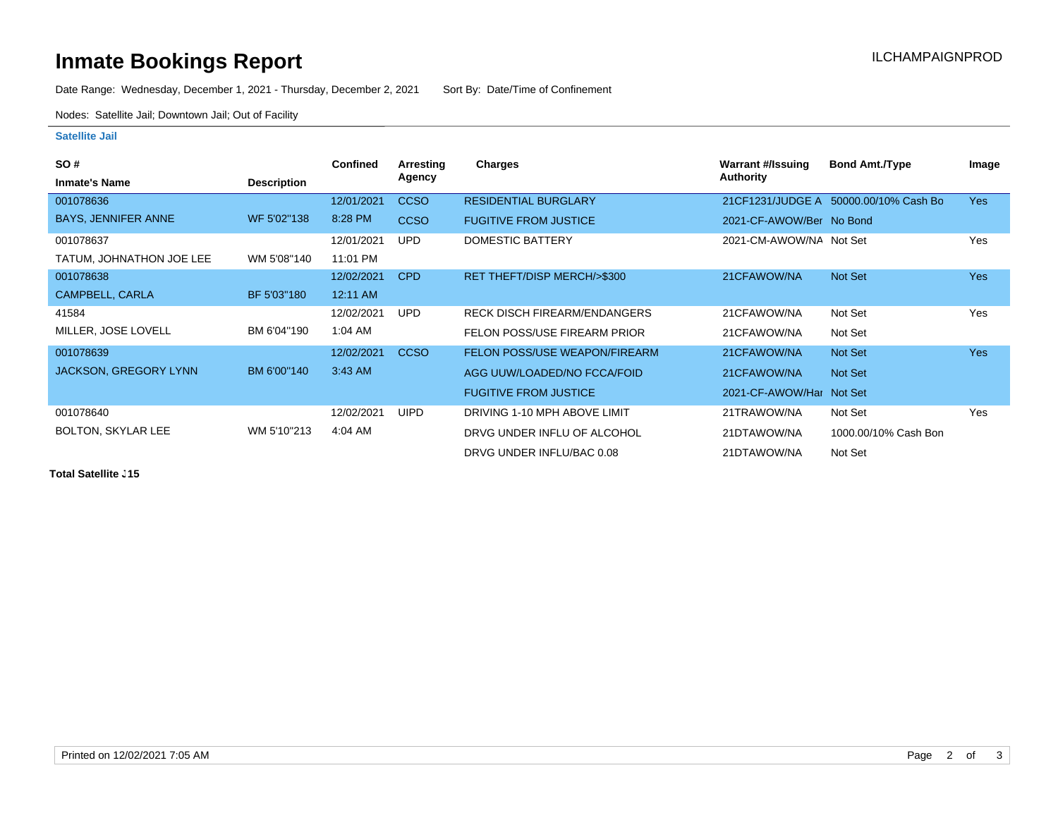# Inmate Bookings Report

ILCHAMPAIGNPROD

Date Range: Wednesday, December 1, 2021 - Thursday, December 2, 2021 Sort By: Date/Time of Confinement

Nodes: Satellite Jail; Downtown Jail; Out of Facility

### Satellite Jail

| SO # / Inmate's Name | Description | Confined | Arresting Agency | Charges | Warrant #/Issuing Authority | Bond Amt./Type | Image |
|---|---|---|---|---|---|---|---|
| 001078636 | | 12/01/2021 | CCSO | RESIDENTIAL BURGLARY | 21CF1231/JUDGE A | 50000.00/10% Cash Bo | Yes |
| BAYS, JENNIFER ANNE | WF 5'02"138 | 8:28 PM | CCSO | FUGITIVE FROM JUSTICE | 2021-CF-AWOW/Ber | No Bond | |
| 001078637 | | 12/01/2021 | UPD | DOMESTIC BATTERY | 2021-CM-AWOW/NA | Not Set | Yes |
| TATUM, JOHNATHON JOE LEE | WM 5'08"140 | 11:01 PM | | | | | |
| 001078638 | | 12/02/2021 | CPD | RET THEFT/DISP MERCH/>$300 | 21CFAWOW/NA | Not Set | Yes |
| CAMPBELL, CARLA | BF 5'03"180 | 12:11 AM | | | | | |
| 41584 | | 12/02/2021 | UPD | RECK DISCH FIREARM/ENDANGERS | 21CFAWOW/NA | Not Set | Yes |
| MILLER, JOSE LOVELL | BM 6'04"190 | 1:04 AM | | FELON POSS/USE FIREARM PRIOR | 21CFAWOW/NA | Not Set | |
| 001078639 | | 12/02/2021 | CCSO | FELON POSS/USE WEAPON/FIREARM | 21CFAWOW/NA | Not Set | Yes |
| JACKSON, GREGORY LYNN | BM 6'00"140 | 3:43 AM | | AGG UUW/LOADED/NO FCCA/FOID | 21CFAWOW/NA | Not Set | |
| | | | | FUGITIVE FROM JUSTICE | 2021-CF-AWOW/Har | Not Set | |
| 001078640 | | 12/02/2021 | UIPD | DRIVING 1-10 MPH ABOVE LIMIT | 21TRAWOW/NA | Not Set | Yes |
| BOLTON, SKYLAR LEE | WM 5'10"213 | 4:04 AM | | DRVG UNDER INFLU OF ALCOHOL | 21DTAWOW/NA | 1000.00/10% Cash Bon | |
| | | | | DRVG UNDER INFLU/BAC 0.08 | 21DTAWOW/NA | Not Set | |

**Total Satellite J15**

Printed on 12/02/2021 7:05 AM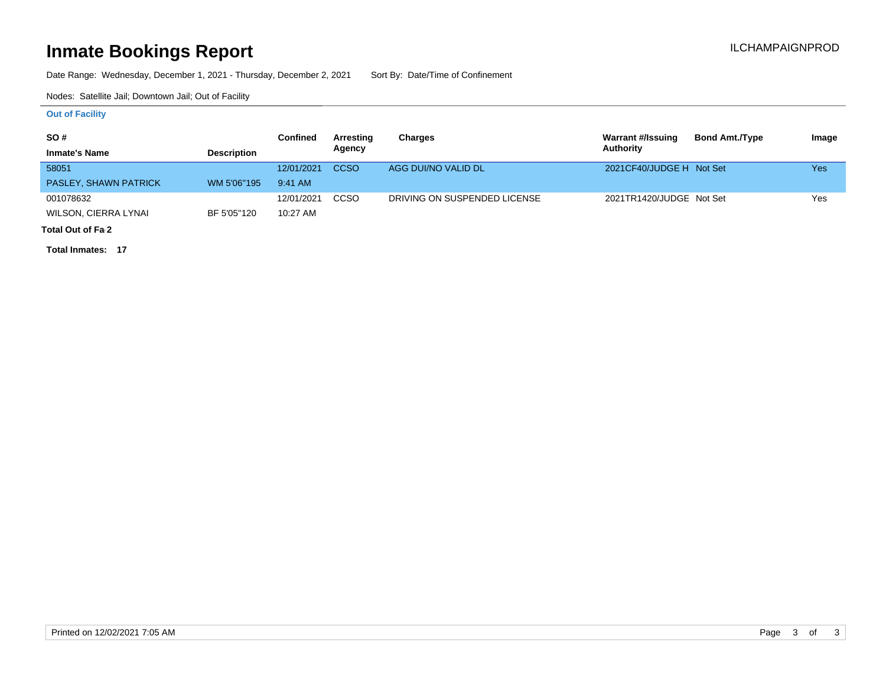# Inmate Bookings Report

ILCHAMPAIGNPROD

Date Range: Wednesday, December 1, 2021 - Thursday, December 2, 2021    Sort By: Date/Time of Confinement

Nodes: Satellite Jail; Downtown Jail; Out of Facility

### Out of Facility

| SO # / Inmate's Name | Description | Confined | Arresting Agency | Charges | Warrant #/Issuing Authority | Bond Amt./Type | Image |
|---|---|---|---|---|---|---|---|
| 58051<br>PASLEY, SHAWN PATRICK | WM 5'06"195 | 12/01/2021<br>9:41 AM | CCSO | AGG DUI/NO VALID DL | 2021CF40/JUDGE H | Not Set | Yes |
| 001078632<br>WILSON, CIERRA LYNAI | BF 5'05"120 | 12/01/2021<br>10:27 AM | CCSO | DRIVING ON SUSPENDED LICENSE | 2021TR1420/JUDGE | Not Set | Yes |

**Total Out of Fa 2**

**Total Inmates: 17**

Printed on 12/02/2021 7:05 AM